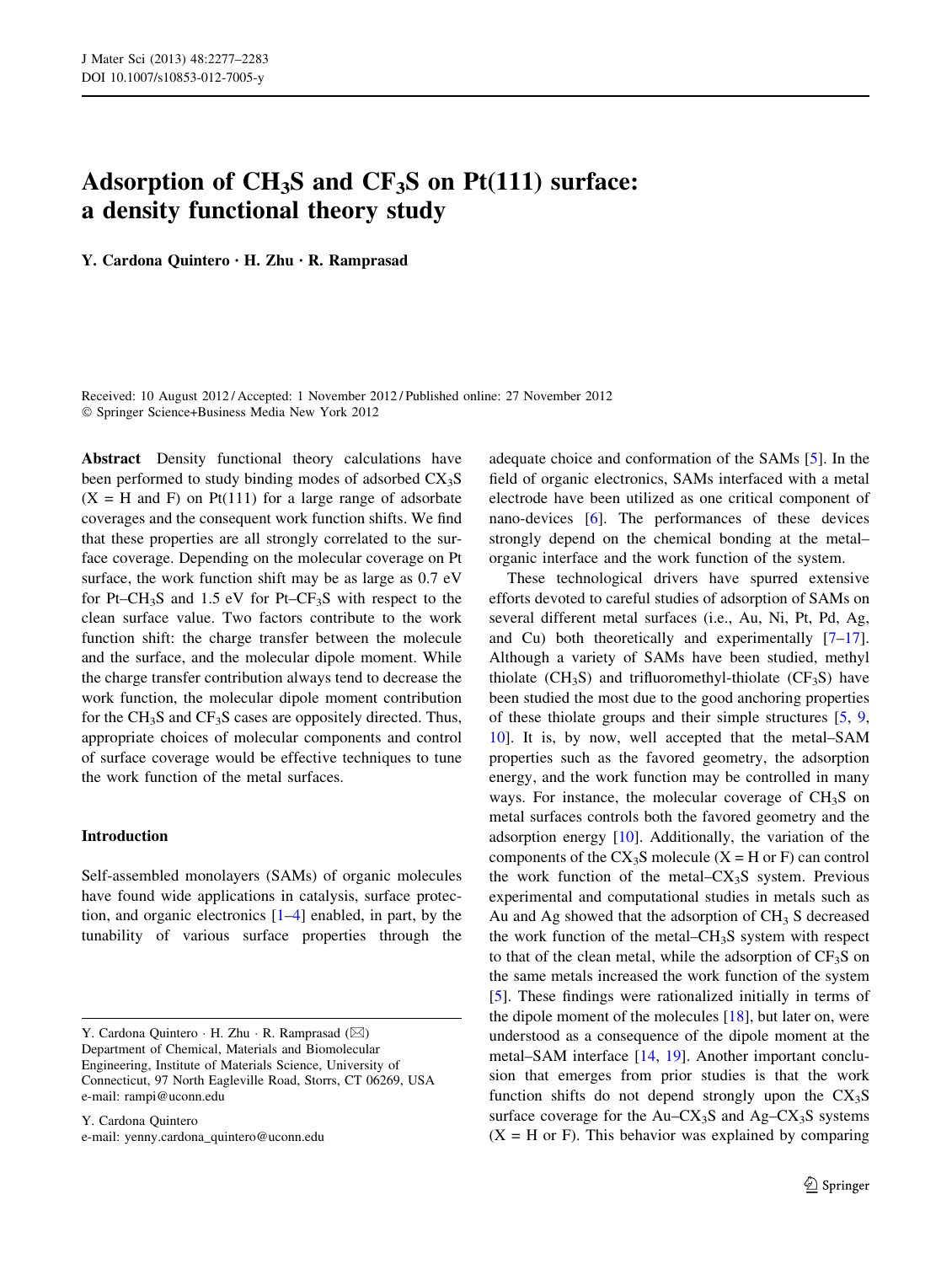# Adsorption of $CH_3S$ and $CF_3S$ on Pt(111) surface: a density functional theory study

**Y. Cardona Quintero · H. Zhu · R. Ramprasad**

Received: 10 August 2012 / Accepted: 1 November 2012 / Published online: 27 November 2012
© Springer Science+Business Media New York 2012

**Abstract** Density functional theory calculations have been performed to study binding modes of adsorbed $CX_3S$ (X = H and F) on Pt(111) for a large range of adsorbate coverages and the consequent work function shifts. We find that these properties are all strongly correlated to the surface coverage. Depending on the molecular coverage on Pt surface, the work function shift may be as large as 0.7 eV for Pt–$CH_3S$ and 1.5 eV for Pt–$CF_3S$ with respect to the clean surface value. Two factors contribute to the work function shift: the charge transfer between the molecule and the surface, and the molecular dipole moment. While the charge transfer contribution always tend to decrease the work function, the molecular dipole moment contribution for the $CH_3S$ and $CF_3S$ cases are oppositely directed. Thus, appropriate choices of molecular components and control of surface coverage would be effective techniques to tune the work function of the metal surfaces.

## Introduction

Self-assembled monolayers (SAMs) of organic molecules have found wide applications in catalysis, surface protection, and organic electronics [1–4] enabled, in part, by the tunability of various surface properties through the adequate choice and conformation of the SAMs [5]. In the field of organic electronics, SAMs interfaced with a metal electrode have been utilized as one critical component of nano-devices [6]. The performances of these devices strongly depend on the chemical bonding at the metal–organic interface and the work function of the system.

These technological drivers have spurred extensive efforts devoted to careful studies of adsorption of SAMs on several different metal surfaces (i.e., Au, Ni, Pt, Pd, Ag, and Cu) both theoretically and experimentally [7–17]. Although a variety of SAMs have been studied, methyl thiolate ($CH_3S$) and trifluoromethyl-thiolate ($CF_3S$) have been studied the most due to the good anchoring properties of these thiolate groups and their simple structures [5, 9, 10]. It is, by now, well accepted that the metal–SAM properties such as the favored geometry, the adsorption energy, and the work function may be controlled in many ways. For instance, the molecular coverage of $CH_3S$ on metal surfaces controls both the favored geometry and the adsorption energy [10]. Additionally, the variation of the components of the $CX_3S$ molecule (X = H or F) can control the work function of the metal–$CX_3S$ system. Previous experimental and computational studies in metals such as Au and Ag showed that the adsorption of $CH_3$ S decreased the work function of the metal–$CH_3S$ system with respect to that of the clean metal, while the adsorption of $CF_3S$ on the same metals increased the work function of the system [5]. These findings were rationalized initially in terms of the dipole moment of the molecules [18], but later on, were understood as a consequence of the dipole moment at the metal–SAM interface [14, 19]. Another important conclusion that emerges from prior studies is that the work function shifts do not depend strongly upon the $CX_3S$ surface coverage for the Au–$CX_3S$ and Ag–$CX_3S$ systems (X = H or F). This behavior was explained by comparing

---

Y. Cardona Quintero · H. Zhu · R. Ramprasad (✉)
Department of Chemical, Materials and Biomolecular Engineering, Institute of Materials Science, University of Connecticut, 97 North Eagleville Road, Storrs, CT 06269, USA
e-mail: rampi@uconn.edu

Y. Cardona Quintero
e-mail: yenny.cardona_quintero@uconn.edu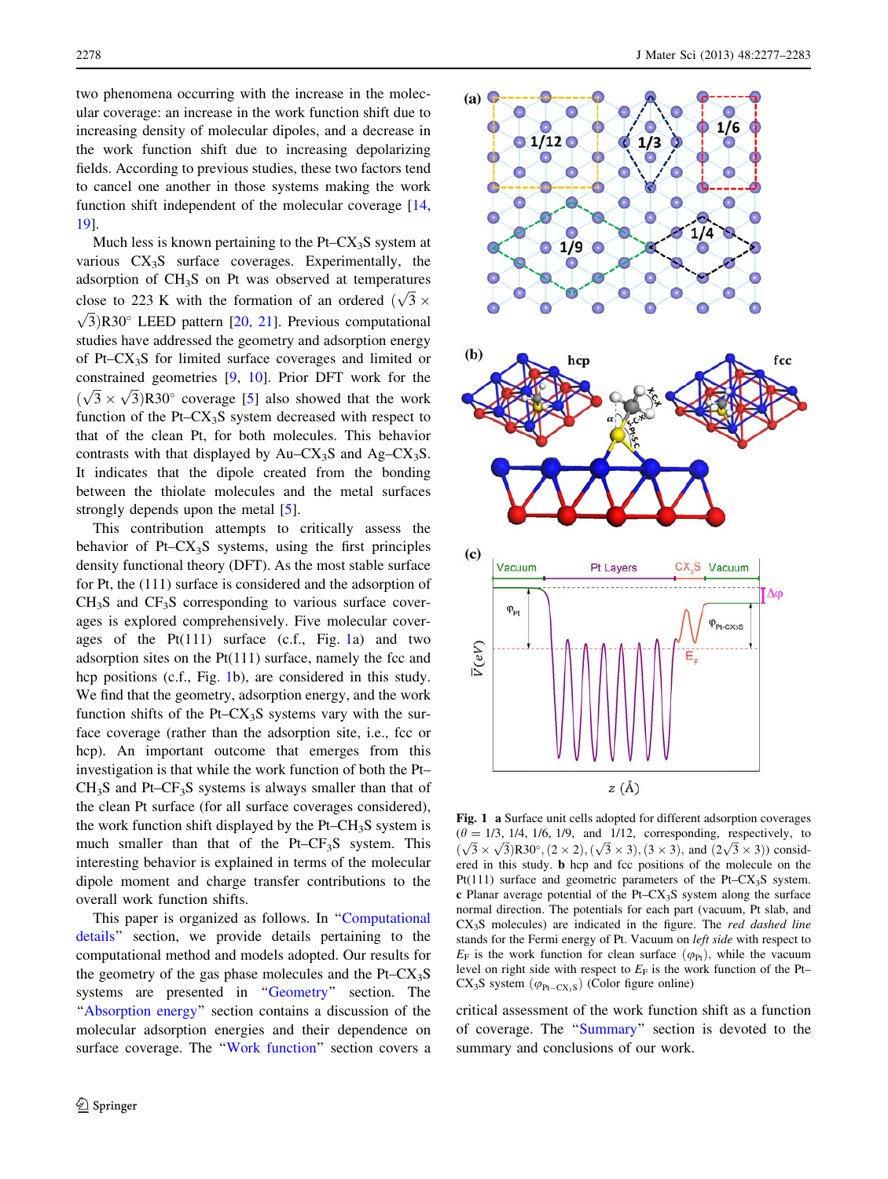two phenomena occurring with the increase in the molecular coverage: an increase in the work function shift due to increasing density of molecular dipoles, and a decrease in the work function shift due to increasing depolarizing fields. According to previous studies, these two factors tend to cancel one another in those systems making the work function shift independent of the molecular coverage [14, 19].

Much less is known pertaining to the Pt–$CX_3S$ system at various $CX_3S$ surface coverages. Experimentally, the adsorption of $CH_3S$ on Pt was observed at temperatures close to 223 K with the formation of an ordered $(\sqrt{3} \times \sqrt{3})R30°$ LEED pattern [20, 21]. Previous computational studies have addressed the geometry and adsorption energy of Pt–$CX_3S$ for limited surface coverages and limited or constrained geometries [9, 10]. Prior DFT work for the $(\sqrt{3} \times \sqrt{3})R30°$ coverage [5] also showed that the work function of the Pt–$CX_3S$ system decreased with respect to that of the clean Pt, for both molecules. This behavior contrasts with that displayed by Au–$CX_3S$ and Ag–$CX_3S$. It indicates that the dipole created from the bonding between the thiolate molecules and the metal surfaces strongly depends upon the metal [5].

This contribution attempts to critically assess the behavior of Pt–$CX_3S$ systems, using the first principles density functional theory (DFT). As the most stable surface for Pt, the (111) surface is considered and the adsorption of $CH_3S$ and $CF_3S$ corresponding to various surface coverages is explored comprehensively. Five molecular coverages of the Pt(111) surface (c.f., Fig. 1a) and two adsorption sites on the Pt(111) surface, namely the fcc and hcp positions (c.f., Fig. 1b), are considered in this study. We find that the geometry, adsorption energy, and the work function shifts of the Pt–$CX_3S$ systems vary with the surface coverage (rather than the adsorption site, i.e., fcc or hcp). An important outcome that emerges from this investigation is that while the work function of both the Pt–$CH_3S$ and Pt–$CF_3S$ systems is always smaller than that of the clean Pt surface (for all surface coverages considered), the work function shift displayed by the Pt–$CH_3S$ system is much smaller than that of the Pt–$CF_3S$ system. This interesting behavior is explained in terms of the molecular dipole moment and charge transfer contributions to the overall work function shifts.

This paper is organized as follows. In "Computational details" section, we provide details pertaining to the computational method and models adopted. Our results for the geometry of the gas phase molecules and the Pt–$CX_3S$ systems are presented in "Geometry" section. The "Absorption energy" section contains a discussion of the molecular adsorption energies and their dependence on surface coverage. The "Work function" section covers a critical assessment of the work function shift as a function of coverage. The "Summary" section is devoted to the summary and conclusions of our work.

**Fig. 1** **a** Surface unit cells adopted for different adsorption coverages ($\theta$ = 1/3, 1/4, 1/6, 1/9, and 1/12, corresponding, respectively, to $(\sqrt{3} \times \sqrt{3})R30°$, $(2 \times 2)$, $(\sqrt{3} \times 3)$, $(3 \times 3)$, and $(2\sqrt{3} \times 3)$) considered in this study. **b** hcp and fcc positions of the molecule on the Pt(111) surface and geometric parameters of the Pt–$CX_3S$ system. **c** Planar average potential of the Pt–$CX_3S$ system along the surface normal direction. The potentials for each part (vacuum, Pt slab, and $CX_3S$ molecules) are indicated in the figure. The *red dashed line* stands for the Fermi energy of Pt. Vacuum on *left side* with respect to $E_F$ is the work function for clean surface ($\varphi_{Pt}$), while the vacuum level on right side with respect to $E_F$ is the work function of the Pt–$CX_3S$ system ($\varphi_{Pt-CX_3S}$) (Color figure online)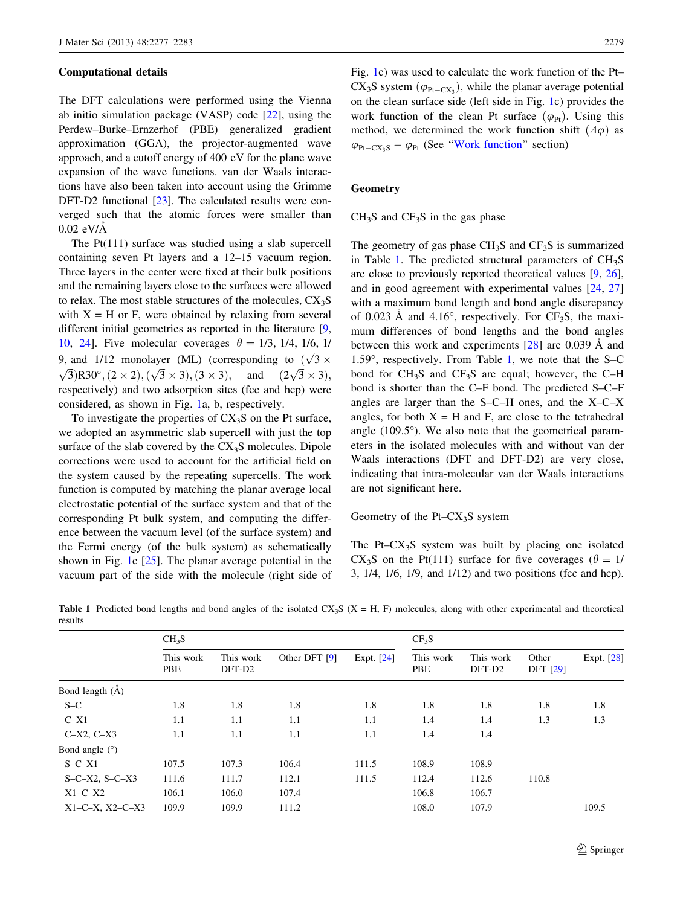## Computational details

The DFT calculations were performed using the Vienna ab initio simulation package (VASP) code [22], using the Perdew–Burke–Ernzerhof (PBE) generalized gradient approximation (GGA), the projector-augmented wave approach, and a cutoff energy of 400 eV for the plane wave expansion of the wave functions. van der Waals interactions have also been taken into account using the Grimme DFT-D2 functional [23]. The calculated results were converged such that the atomic forces were smaller than 0.02 eV/Å

The Pt(111) surface was studied using a slab supercell containing seven Pt layers and a 12–15 vacuum region. Three layers in the center were fixed at their bulk positions and the remaining layers close to the surfaces were allowed to relax. The most stable structures of the molecules, $CX_3S$ with X = H or F, were obtained by relaxing from several different initial geometries as reported in the literature [9, 10, 24]. Five molecular coverages $\theta = 1/3$, 1/4, 1/6, 1/9, and 1/12 monolayer (ML) (corresponding to $(\sqrt{3} \times \sqrt{3})R30^{\circ}, (2 \times 2), (\sqrt{3} \times 3), (3 \times 3)$, and $(2\sqrt{3} \times 3)$, respectively) and two adsorption sites (fcc and hcp) were considered, as shown in Fig. 1a, b, respectively.

To investigate the properties of $CX_3S$ on the Pt surface, we adopted an asymmetric slab supercell with just the top surface of the slab covered by the $CX_3S$ molecules. Dipole corrections were used to account for the artificial field on the system caused by the repeating supercells. The work function is computed by matching the planar average local electrostatic potential of the surface system and that of the corresponding Pt bulk system, and computing the difference between the vacuum level (of the surface system) and the Fermi energy (of the bulk system) as schematically shown in Fig. 1c [25]. The planar average potential in the vacuum part of the side with the molecule (right side of Fig. 1c) was used to calculate the work function of the Pt–$CX_3S$ system $(\varphi_{Pt-CX_3})$, while the planar average potential on the clean surface side (left side in Fig. 1c) provides the work function of the clean Pt surface $(\varphi_{Pt})$. Using this method, we determined the work function shift $(\Delta\varphi)$ as $\varphi_{Pt-CX_3S} - \varphi_{Pt}$ (See "Work function" section)

## Geometry

### $CH_3S$ and $CF_3S$ in the gas phase

The geometry of gas phase $CH_3S$ and $CF_3S$ is summarized in Table 1. The predicted structural parameters of $CH_3S$ are close to previously reported theoretical values [9, 26], and in good agreement with experimental values [24, 27] with a maximum bond length and bond angle discrepancy of 0.023 Å and 4.16°, respectively. For $CF_3S$, the maximum differences of bond lengths and the bond angles between this work and experiments [28] are 0.039 Å and 1.59°, respectively. From Table 1, we note that the S–C bond for $CH_3S$ and $CF_3S$ are equal; however, the C–H bond is shorter than the C–F bond. The predicted S–C–F angles are larger than the S–C–H ones, and the X–C–X angles, for both X = H and F, are close to the tetrahedral angle (109.5°). We also note that the geometrical parameters in the isolated molecules with and without van der Waals interactions (DFT and DFT-D2) are very close, indicating that intra-molecular van der Waals interactions are not significant here.

### Geometry of the Pt–$CX_3S$ system

The Pt–$CX_3S$ system was built by placing one isolated $CX_3S$ on the Pt(111) surface for five coverages ($\theta = 1/3$, 1/4, 1/6, 1/9, and 1/12) and two positions (fcc and hcp).

**Table 1** Predicted bond lengths and bond angles of the isolated $CX_3S$ (X = H, F) molecules, along with other experimental and theoretical results

| | $CH_3S$ | | | | $CF_3S$ | | | |
|---|---|---|---|---|---|---|---|---|
| | This work PBE | This work DFT-D2 | Other DFT [9] | Expt. [24] | This work PBE | This work DFT-D2 | Other DFT [29] | Expt. [28] |
| Bond length (Å) | | | | | | | | |
| S–C | 1.8 | 1.8 | 1.8 | 1.8 | 1.8 | 1.8 | 1.8 | 1.8 |
| C–X1 | 1.1 | 1.1 | 1.1 | 1.1 | 1.4 | 1.4 | 1.3 | 1.3 |
| C–X2, C–X3 | 1.1 | 1.1 | 1.1 | 1.1 | 1.4 | 1.4 | | |
| Bond angle (°) | | | | | | | | |
| S–C–X1 | 107.5 | 107.3 | 106.4 | 111.5 | 108.9 | 108.9 | | |
| S–C–X2, S–C–X3 | 111.6 | 111.7 | 112.1 | 111.5 | 112.4 | 112.6 | 110.8 | |
| X1–C–X2 | 106.1 | 106.0 | 107.4 | | 106.8 | 106.7 | | |
| X1–C–X, X2–C–X3 | 109.9 | 109.9 | 111.2 | | 108.0 | 107.9 | | 109.5 |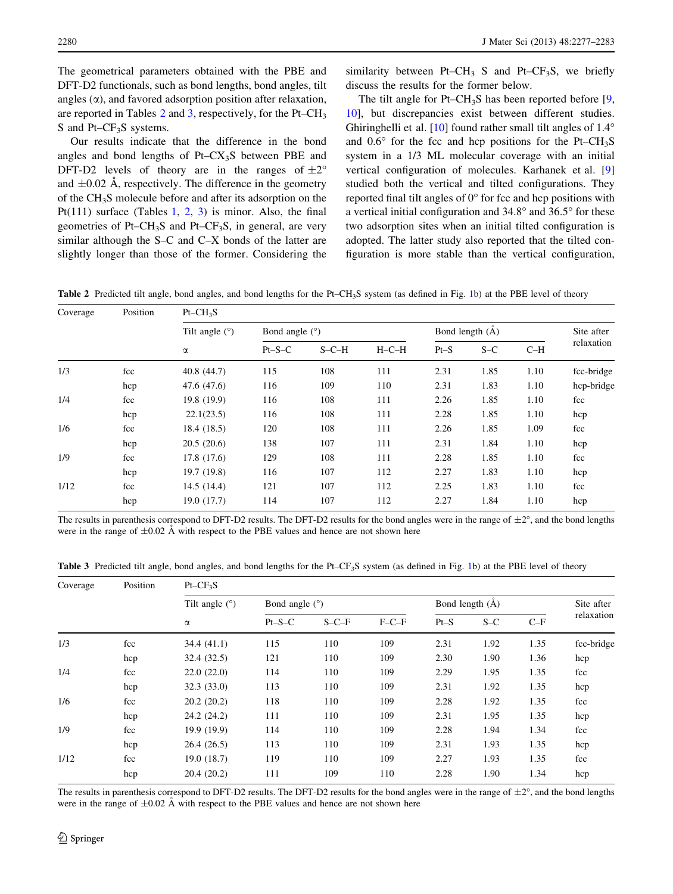The geometrical parameters obtained with the PBE and DFT-D2 functionals, such as bond lengths, bond angles, tilt angles ($\alpha$), and favored adsorption position after relaxation, are reported in Tables 2 and 3, respectively, for the Pt–$CH_3$ S and Pt–$CF_3$S systems.

Our results indicate that the difference in the bond angles and bond lengths of Pt–$CX_3$S between PBE and DFT-D2 levels of theory are in the ranges of $\pm 2°$ and $\pm 0.02$ Å, respectively. The difference in the geometry of the $CH_3$S molecule before and after its adsorption on the Pt(111) surface (Tables 1, 2, 3) is minor. Also, the final geometries of Pt–$CH_3$S and Pt–$CF_3$S, in general, are very similar although the S–C and C–X bonds of the latter are slightly longer than those of the former. Considering the similarity between Pt–$CH_3$ S and Pt–$CF_3$S, we briefly discuss the results for the former below.

The tilt angle for Pt–$CH_3$S has been reported before [9, 10], but discrepancies exist between different studies. Ghiringhelli et al. [10] found rather small tilt angles of 1.4° and 0.6° for the fcc and hcp positions for the Pt–$CH_3$S system in a 1/3 ML molecular coverage with an initial vertical configuration of molecules. Karhanek et al. [9] studied both the vertical and tilted configurations. They reported final tilt angles of 0° for fcc and hcp positions with a vertical initial configuration and 34.8° and 36.5° for these two adsorption sites when an initial tilted configuration is adopted. The latter study also reported that the tilted configuration is more stable than the vertical configuration,

**Table 2** Predicted tilt angle, bond angles, and bond lengths for the Pt–$CH_3$S system (as defined in Fig. 1b) at the PBE level of theory

| Coverage | Position | Pt–$CH_3$S | | | | | | | |
|---|---|---|---|---|---|---|---|---|---|
| | | Tilt angle (°) | Bond angle (°) | | | Bond length (Å) | | | Site after relaxation |
| | | $\alpha$ | Pt–S–C | S–C–H | H–C–H | Pt–S | S–C | C–H | |
| 1/3 | fcc | 40.8 (44.7) | 115 | 108 | 111 | 2.31 | 1.85 | 1.10 | fcc-bridge |
| | hcp | 47.6 (47.6) | 116 | 109 | 110 | 2.31 | 1.83 | 1.10 | hcp-bridge |
| 1/4 | fcc | 19.8 (19.9) | 116 | 108 | 111 | 2.26 | 1.85 | 1.10 | fcc |
| | hcp | 22.1(23.5) | 116 | 108 | 111 | 2.28 | 1.85 | 1.10 | hcp |
| 1/6 | fcc | 18.4 (18.5) | 120 | 108 | 111 | 2.26 | 1.85 | 1.09 | fcc |
| | hcp | 20.5 (20.6) | 138 | 107 | 111 | 2.31 | 1.84 | 1.10 | hcp |
| 1/9 | fcc | 17.8 (17.6) | 129 | 108 | 111 | 2.28 | 1.85 | 1.10 | fcc |
| | hcp | 19.7 (19.8) | 116 | 107 | 112 | 2.27 | 1.83 | 1.10 | hcp |
| 1/12 | fcc | 14.5 (14.4) | 121 | 107 | 112 | 2.25 | 1.83 | 1.10 | fcc |
| | hcp | 19.0 (17.7) | 114 | 107 | 112 | 2.27 | 1.84 | 1.10 | hcp |

The results in parenthesis correspond to DFT-D2 results. The DFT-D2 results for the bond angles were in the range of $\pm 2°$, and the bond lengths were in the range of $\pm 0.02$ Å with respect to the PBE values and hence are not shown here

**Table 3** Predicted tilt angle, bond angles, and bond lengths for the Pt–$CF_3$S system (as defined in Fig. 1b) at the PBE level of theory

| Coverage | Position | Pt–$CF_3$S | | | | | | | |
|---|---|---|---|---|---|---|---|---|---|
| | | Tilt angle (°) | Bond angle (°) | | | Bond length (Å) | | | Site after relaxation |
| | | $\alpha$ | Pt–S–C | S–C–F | F–C–F | Pt–S | S–C | C–F | |
| 1/3 | fcc | 34.4 (41.1) | 115 | 110 | 109 | 2.31 | 1.92 | 1.35 | fcc-bridge |
| | hcp | 32.4 (32.5) | 121 | 110 | 109 | 2.30 | 1.90 | 1.36 | hcp |
| 1/4 | fcc | 22.0 (22.0) | 114 | 110 | 109 | 2.29 | 1.95 | 1.35 | fcc |
| | hcp | 32.3 (33.0) | 113 | 110 | 109 | 2.31 | 1.92 | 1.35 | hcp |
| 1/6 | fcc | 20.2 (20.2) | 118 | 110 | 109 | 2.28 | 1.92 | 1.35 | fcc |
| | hcp | 24.2 (24.2) | 111 | 110 | 109 | 2.31 | 1.95 | 1.35 | hcp |
| 1/9 | fcc | 19.9 (19.9) | 114 | 110 | 109 | 2.28 | 1.94 | 1.34 | fcc |
| | hcp | 26.4 (26.5) | 113 | 110 | 109 | 2.31 | 1.93 | 1.35 | hcp |
| 1/12 | fcc | 19.0 (18.7) | 119 | 110 | 109 | 2.27 | 1.93 | 1.35 | fcc |
| | hcp | 20.4 (20.2) | 111 | 109 | 110 | 2.28 | 1.90 | 1.34 | hcp |

The results in parenthesis correspond to DFT-D2 results. The DFT-D2 results for the bond angles were in the range of $\pm 2°$, and the bond lengths were in the range of $\pm 0.02$ Å with respect to the PBE values and hence are not shown here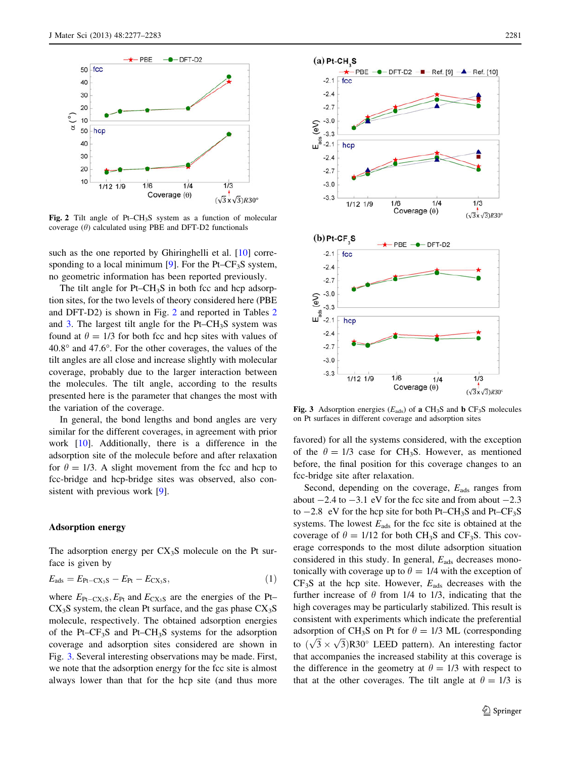Fig. 2 Tilt angle of Pt–$CH_3S$ system as a function of molecular coverage ($\theta$) calculated using PBE and DFT-D2 functionals

such as the one reported by Ghiringhelli et al. [10] corresponding to a local minimum [9]. For the Pt–$CF_3S$ system, no geometric information has been reported previously.

The tilt angle for Pt–$CH_3S$ in both fcc and hcp adsorption sites, for the two levels of theory considered here (PBE and DFT-D2) is shown in Fig. 2 and reported in Tables 2 and 3. The largest tilt angle for the Pt–$CH_3S$ system was found at $\theta = 1/3$ for both fcc and hcp sites with values of 40.8° and 47.6°. For the other coverages, the values of the tilt angles are all close and increase slightly with molecular coverage, probably due to the larger interaction between the molecules. The tilt angle, according to the results presented here is the parameter that changes the most with the variation of the coverage.

In general, the bond lengths and bond angles are very similar for the different coverages, in agreement with prior work [10]. Additionally, there is a difference in the adsorption site of the molecule before and after relaxation for $\theta = 1/3$. A slight movement from the fcc and hcp to fcc-bridge and hcp-bridge sites was observed, also consistent with previous work [9].

## Adsorption energy

The adsorption energy per $CX_3S$ molecule on the Pt surface is given by

$$E_{ads} = E_{Pt-CX_3S} - E_{Pt} - E_{CX_3S}, \tag{1}$$

where $E_{Pt-CX_3S}$, $E_{Pt}$ and $E_{CX_3S}$ are the energies of the Pt–$CX_3S$ system, the clean Pt surface, and the gas phase $CX_3S$ molecule, respectively. The obtained adsorption energies of the Pt–$CF_3S$ and Pt–$CH_3S$ systems for the adsorption coverage and adsorption sites considered are shown in Fig. 3. Several interesting observations may be made. First, we note that the adsorption energy for the fcc site is almost always lower than that for the hcp site (and thus more favored) for all the systems considered, with the exception of the $\theta = 1/3$ case for $CH_3S$. However, as mentioned before, the final position for this coverage changes to an fcc-bridge site after relaxation.

Fig. 3 Adsorption energies ($E_{ads}$) of **a** $CH_3S$ and **b** $CF_3S$ molecules on Pt surfaces in different coverage and adsorption sites

Second, depending on the coverage, $E_{ads}$ ranges from about −2.4 to −3.1 eV for the fcc site and from about −2.3 to −2.8 eV for the hcp site for both Pt–$CH_3S$ and Pt–$CF_3S$ systems. The lowest $E_{ads}$ for the fcc site is obtained at the coverage of $\theta = 1/12$ for both $CH_3S$ and $CF_3S$. This coverage corresponds to the most dilute adsorption situation considered in this study. In general, $E_{ads}$ decreases monotonically with coverage up to $\theta = 1/4$ with the exception of $CF_3S$ at the hcp site. However, $E_{ads}$ decreases with the further increase of $\theta$ from 1/4 to 1/3, indicating that the high coverages may be particularly stabilized. This result is consistent with experiments which indicate the preferential adsorption of $CH_3S$ on Pt for $\theta = 1/3$ ML (corresponding to $(\sqrt{3} \times \sqrt{3})$R30° LEED pattern). An interesting factor that accompanies the increased stability at this coverage is the difference in the geometry at $\theta = 1/3$ with respect to that at the other coverages. The tilt angle at $\theta = 1/3$ is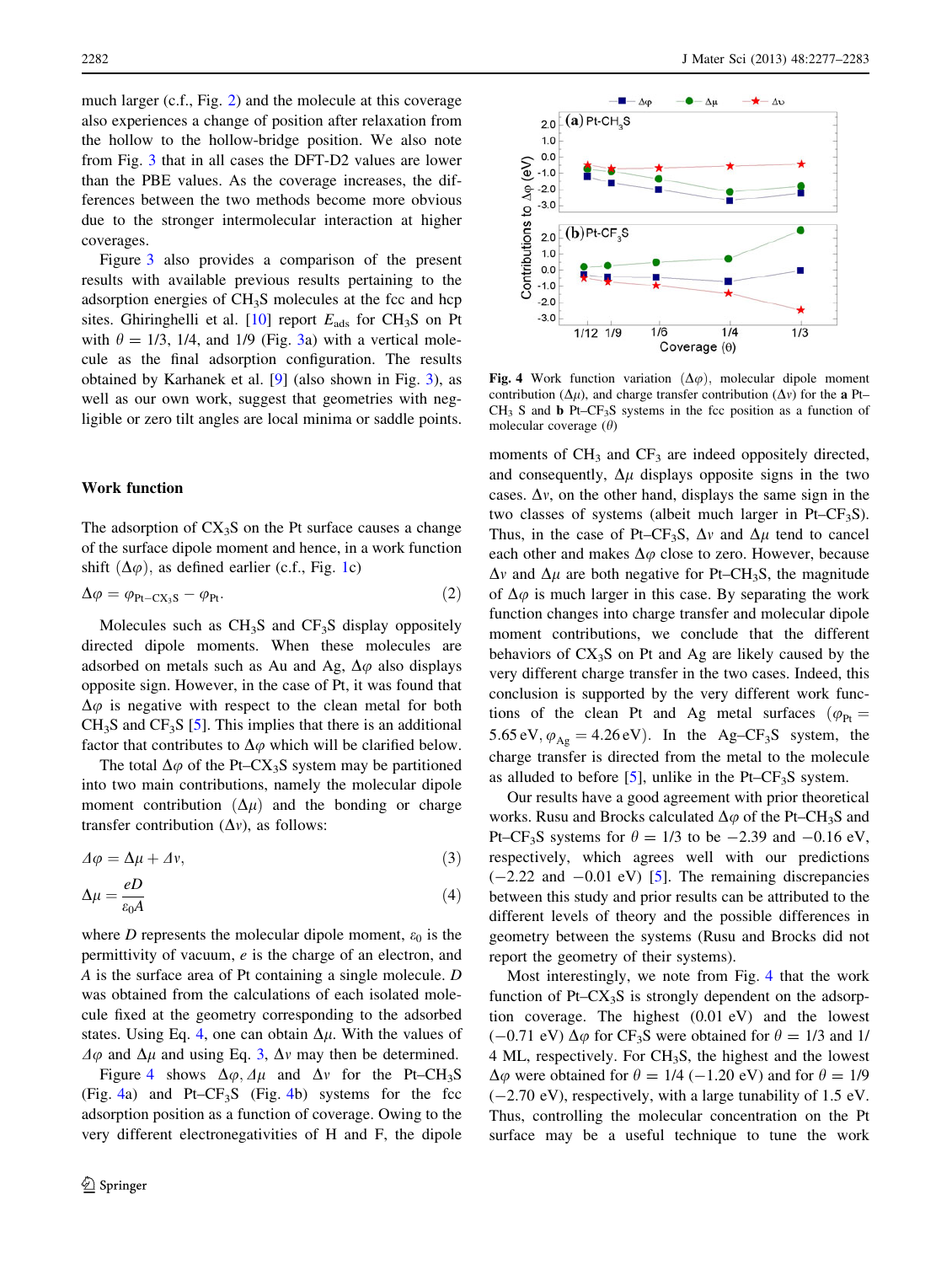much larger (c.f., Fig. 2) and the molecule at this coverage also experiences a change of position after relaxation from the hollow to the hollow-bridge position. We also note from Fig. 3 that in all cases the DFT-D2 values are lower than the PBE values. As the coverage increases, the differences between the two methods become more obvious due to the stronger intermolecular interaction at higher coverages.

Figure 3 also provides a comparison of the present results with available previous results pertaining to the adsorption energies of $CH_3S$ molecules at the fcc and hcp sites. Ghiringhelli et al. [10] report $E_{ads}$ for $CH_3S$ on Pt with $\theta = 1/3$, 1/4, and 1/9 (Fig. 3a) with a vertical molecule as the final adsorption configuration. The results obtained by Karhanek et al. [9] (also shown in Fig. 3), as well as our own work, suggest that geometries with negligible or zero tilt angles are local minima or saddle points.

## Work function

The adsorption of $CX_3S$ on the Pt surface causes a change of the surface dipole moment and hence, in a work function shift ($\Delta\varphi$), as defined earlier (c.f., Fig. 1c)

$$\Delta\varphi = \varphi_{Pt-CX_3S} - \varphi_{Pt}. \tag{2}$$

Molecules such as $CH_3S$ and $CF_3S$ display oppositely directed dipole moments. When these molecules are adsorbed on metals such as Au and Ag, $\Delta\varphi$ also displays opposite sign. However, in the case of Pt, it was found that $\Delta\varphi$ is negative with respect to the clean metal for both $CH_3S$ and $CF_3S$ [5]. This implies that there is an additional factor that contributes to $\Delta\varphi$ which will be clarified below.

The total $\Delta\varphi$ of the Pt–$CX_3S$ system may be partitioned into two main contributions, namely the molecular dipole moment contribution ($\Delta\mu$) and the bonding or charge transfer contribution ($\Delta\nu$), as follows:

$$\Delta\varphi = \Delta\mu + \Delta\nu, \tag{3}$$

$$\Delta\mu = \frac{eD}{\varepsilon_0 A} \tag{4}$$

where $D$ represents the molecular dipole moment, $\varepsilon_0$ is the permittivity of vacuum, $e$ is the charge of an electron, and $A$ is the surface area of Pt containing a single molecule. $D$ was obtained from the calculations of each isolated molecule fixed at the geometry corresponding to the adsorbed states. Using Eq. 4, one can obtain $\Delta\mu$. With the values of $\Delta\varphi$ and $\Delta\mu$ and using Eq. 3, $\Delta\nu$ may then be determined.

Figure 4 shows $\Delta\varphi$, $\Delta\mu$ and $\Delta\nu$ for the Pt–$CH_3S$ (Fig. 4a) and Pt–$CF_3S$ (Fig. 4b) systems for the fcc adsorption position as a function of coverage. Owing to the very different electronegativities of H and F, the dipole moments of $CH_3$ and $CF_3$ are indeed oppositely directed, and consequently, $\Delta\mu$ displays opposite signs in the two cases. $\Delta\nu$, on the other hand, displays the same sign in the two classes of systems (albeit much larger in Pt–$CF_3S$). Thus, in the case of Pt–$CF_3S$, $\Delta\nu$ and $\Delta\mu$ tend to cancel each other and makes $\Delta\varphi$ close to zero. However, because $\Delta\nu$ and $\Delta\mu$ are both negative for Pt–$CH_3S$, the magnitude of $\Delta\varphi$ is much larger in this case. By separating the work function changes into charge transfer and molecular dipole moment contributions, we conclude that the different behaviors of $CX_3S$ on Pt and Ag are likely caused by the very different charge transfer in the two cases. Indeed, this conclusion is supported by the very different work functions of the clean Pt and Ag metal surfaces ($\varphi_{Pt} = 5.65$ eV, $\varphi_{Ag} = 4.26$ eV). In the Ag–$CF_3S$ system, the charge transfer is directed from the metal to the molecule as alluded to before [5], unlike in the Pt–$CF_3S$ system.

**Fig. 4** Work function variation ($\Delta\varphi$), molecular dipole moment contribution ($\Delta\mu$), and charge transfer contribution ($\Delta\nu$) for the **a** Pt–$CH_3$ S and **b** Pt–$CF_3S$ systems in the fcc position as a function of molecular coverage ($\theta$)

Our results have a good agreement with prior theoretical works. Rusu and Brocks calculated $\Delta\varphi$ of the Pt–$CH_3S$ and Pt–$CF_3S$ systems for $\theta = 1/3$ to be $-2.39$ and $-0.16$ eV, respectively, which agrees well with our predictions ($-2.22$ and $-0.01$ eV) [5]. The remaining discrepancies between this study and prior results can be attributed to the different levels of theory and the possible differences in geometry between the systems (Rusu and Brocks did not report the geometry of their systems).

Most interestingly, we note from Fig. 4 that the work function of Pt–$CX_3S$ is strongly dependent on the adsorption coverage. The highest (0.01 eV) and the lowest ($-0.71$ eV) $\Delta\varphi$ for $CF_3S$ were obtained for $\theta = 1/3$ and 1/4 ML, respectively. For $CH_3S$, the highest and the lowest $\Delta\varphi$ were obtained for $\theta = 1/4$ ($-1.20$ eV) and for $\theta = 1/9$ ($-2.70$ eV), respectively, with a large tunability of 1.5 eV. Thus, controlling the molecular concentration on the Pt surface may be a useful technique to tune the work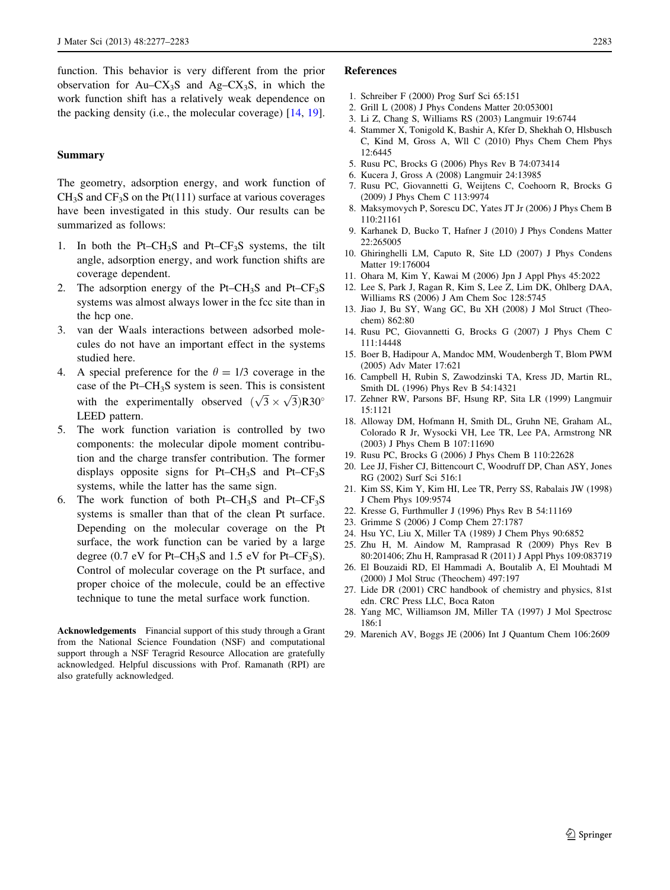function. This behavior is very different from the prior observation for Au–$CX_3S$ and Ag–$CX_3S$, in which the work function shift has a relatively weak dependence on the packing density (i.e., the molecular coverage) [14, 19].

## Summary

The geometry, adsorption energy, and work function of $CH_3S$ and $CF_3S$ on the Pt(111) surface at various coverages have been investigated in this study. Our results can be summarized as follows:

1. In both the Pt–$CH_3S$ and Pt–$CF_3S$ systems, the tilt angle, adsorption energy, and work function shifts are coverage dependent.
2. The adsorption energy of the Pt–$CH_3S$ and Pt–$CF_3S$ systems was almost always lower in the fcc site than in the hcp one.
3. van der Waals interactions between adsorbed molecules do not have an important effect in the systems studied here.
4. A special preference for the $\theta = 1/3$ coverage in the case of the Pt–$CH_3S$ system is seen. This is consistent with the experimentally observed $(\sqrt{3} \times \sqrt{3})R30^{\circ}$ LEED pattern.
5. The work function variation is controlled by two components: the molecular dipole moment contribution and the charge transfer contribution. The former displays opposite signs for Pt–$CH_3S$ and Pt–$CF_3S$ systems, while the latter has the same sign.
6. The work function of both Pt–$CH_3S$ and Pt–$CF_3S$ systems is smaller than that of the clean Pt surface. Depending on the molecular coverage on the Pt surface, the work function can be varied by a large degree (0.7 eV for Pt–$CH_3S$ and 1.5 eV for Pt–$CF_3S$). Control of molecular coverage on the Pt surface, and proper choice of the molecule, could be an effective technique to tune the metal surface work function.

**Acknowledgements** Financial support of this study through a Grant from the National Science Foundation (NSF) and computational support through a NSF Teragrid Resource Allocation are gratefully acknowledged. Helpful discussions with Prof. Ramanath (RPI) are also gratefully acknowledged.

## References

1. Schreiber F (2000) Prog Surf Sci 65:151
2. Grill L (2008) J Phys Condens Matter 20:053001
3. Li Z, Chang S, Williams RS (2003) Langmuir 19:6744
4. Stammer X, Tonigold K, Bashir A, Kfer D, Shekhah O, Hlsbusch C, Kind M, Gross A, Wll C (2010) Phys Chem Chem Phys 12:6445
5. Rusu PC, Brocks G (2006) Phys Rev B 74:073414
6. Kucera J, Gross A (2008) Langmuir 24:13985
7. Rusu PC, Giovannetti G, Weijtens C, Coehoorn R, Brocks G (2009) J Phys Chem C 113:9974
8. Maksymovych P, Sorescu DC, Yates JT Jr (2006) J Phys Chem B 110:21161
9. Karhanek D, Bucko T, Hafner J (2010) J Phys Condens Matter 22:265005
10. Ghiringhelli LM, Caputo R, Site LD (2007) J Phys Condens Matter 19:176004
11. Ohara M, Kim Y, Kawai M (2006) Jpn J Appl Phys 45:2022
12. Lee S, Park J, Ragan R, Kim S, Lee Z, Lim DK, Ohlberg DAA, Williams RS (2006) J Am Chem Soc 128:5745
13. Jiao J, Bu SY, Wang GC, Bu XH (2008) J Mol Struct (Theochem) 862:80
14. Rusu PC, Giovannetti G, Brocks G (2007) J Phys Chem C 111:14448
15. Boer B, Hadipour A, Mandoc MM, Woudenbergh T, Blom PWM (2005) Adv Mater 17:621
16. Campbell H, Rubin S, Zawodzinski TA, Kress JD, Martin RL, Smith DL (1996) Phys Rev B 54:14321
17. Zehner RW, Parsons BF, Hsung RP, Sita LR (1999) Langmuir 15:1121
18. Alloway DM, Hofmann H, Smith DL, Gruhn NE, Graham AL, Colorado R Jr, Wysocki VH, Lee TR, Lee PA, Armstrong NR (2003) J Phys Chem B 107:11690
19. Rusu PC, Brocks G (2006) J Phys Chem B 110:22628
20. Lee JJ, Fisher CJ, Bittencourt C, Woodruff DP, Chan ASY, Jones RG (2002) Surf Sci 516:1
21. Kim SS, Kim Y, Kim HI, Lee TR, Perry SS, Rabalais JW (1998) J Chem Phys 109:9574
22. Kresse G, Furthmuller J (1996) Phys Rev B 54:11169
23. Grimme S (2006) J Comp Chem 27:1787
24. Hsu YC, Liu X, Miller TA (1989) J Chem Phys 90:6852
25. Zhu H, M. Aindow M, Ramprasad R (2009) Phys Rev B 80:201406; Zhu H, Ramprasad R (2011) J Appl Phys 109:083719
26. El Bouzaidi RD, El Hammadi A, Boutalib A, El Mouhtadi M (2000) J Mol Struc (Theochem) 497:197
27. Lide DR (2001) CRC handbook of chemistry and physics, 81st edn. CRC Press LLC, Boca Raton
28. Yang MC, Williamson JM, Miller TA (1997) J Mol Spectrosc 186:1
29. Marenich AV, Boggs JE (2006) Int J Quantum Chem 106:2609